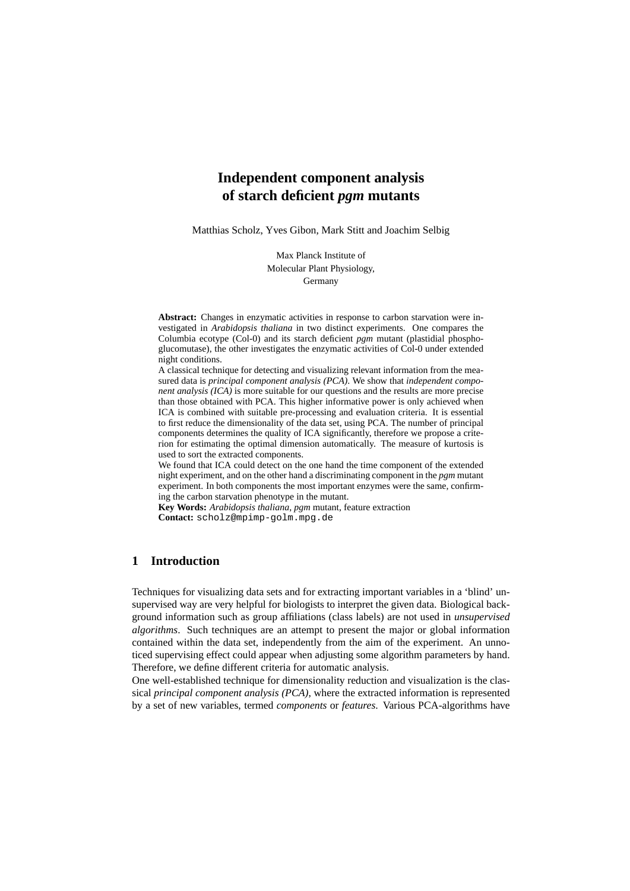# Independent component analysis of starch deficient *pgm* mutants

Matthias Scholz, Yves Gibon, Mark Stitt and Joachim Selbig

Max Planck Institute of
Molecular Plant Physiology,
Germany

**Abstract:** Changes in enzymatic activities in response to carbon starvation were investigated in *Arabidopsis thaliana* in two distinct experiments. One compares the Columbia ecotype (Col-0) and its starch deficient *pgm* mutant (plastidial phosphoglucomutase), the other investigates the enzymatic activities of Col-0 under extended night conditions.

A classical technique for detecting and visualizing relevant information from the measured data is *principal component analysis (PCA)*. We show that *independent component analysis (ICA)* is more suitable for our questions and the results are more precise than those obtained with PCA. This higher informative power is only achieved when ICA is combined with suitable pre-processing and evaluation criteria. It is essential to first reduce the dimensionality of the data set, using PCA. The number of principal components determines the quality of ICA significantly, therefore we propose a criterion for estimating the optimal dimension automatically. The measure of kurtosis is used to sort the extracted components.

We found that ICA could detect on the one hand the time component of the extended night experiment, and on the other hand a discriminating component in the *pgm* mutant experiment. In both components the most important enzymes were the same, confirming the carbon starvation phenotype in the mutant.

**Key Words:** *Arabidopsis thaliana*, *pgm* mutant, feature extraction
**Contact:** scholz@mpimp-golm.mpg.de

## 1 Introduction

Techniques for visualizing data sets and for extracting important variables in a 'blind' unsupervised way are very helpful for biologists to interpret the given data. Biological background information such as group affiliations (class labels) are not used in *unsupervised algorithms*. Such techniques are an attempt to present the major or global information contained within the data set, independently from the aim of the experiment. An unnoticed supervising effect could appear when adjusting some algorithm parameters by hand. Therefore, we define different criteria for automatic analysis.

One well-established technique for dimensionality reduction and visualization is the classical *principal component analysis (PCA)*, where the extracted information is represented by a set of new variables, termed *components* or *features*. Various PCA-algorithms have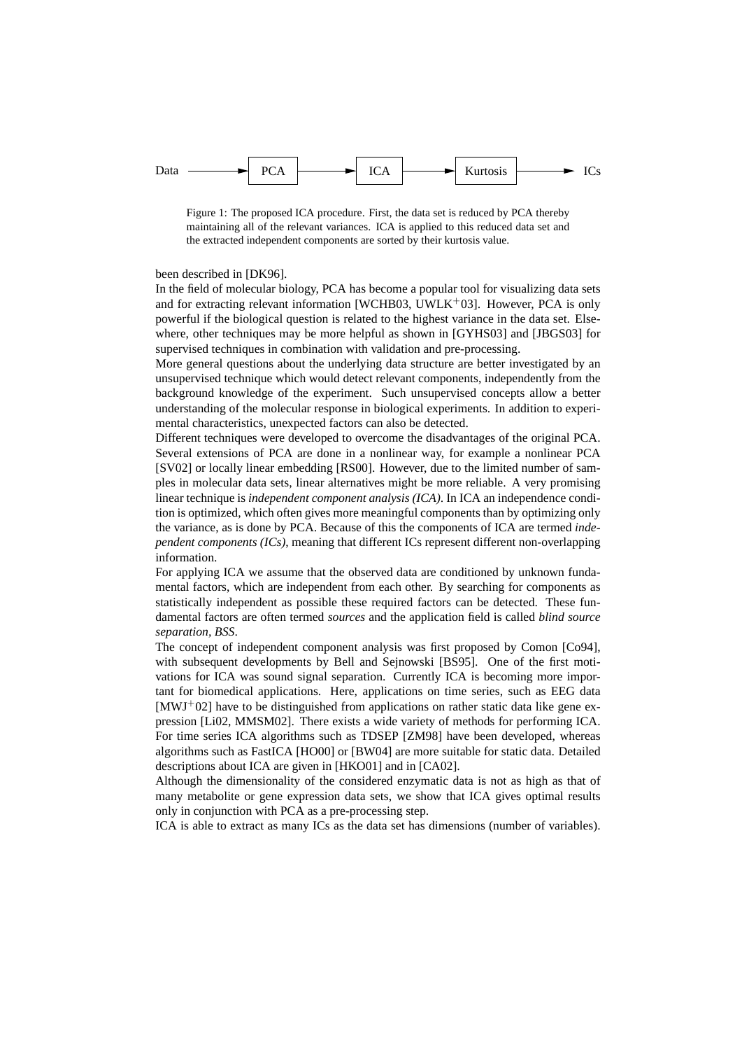Data → PCA → ICA → Kurtosis → ICs

Figure 1: The proposed ICA procedure. First, the data set is reduced by PCA thereby maintaining all of the relevant variances. ICA is applied to this reduced data set and the extracted independent components are sorted by their kurtosis value.

been described in [DK96].

In the field of molecular biology, PCA has become a popular tool for visualizing data sets and for extracting relevant information [WCHB03, UWLK+03]. However, PCA is only powerful if the biological question is related to the highest variance in the data set. Elsewhere, other techniques may be more helpful as shown in [GYHS03] and [JBGS03] for supervised techniques in combination with validation and pre-processing.

More general questions about the underlying data structure are better investigated by an unsupervised technique which would detect relevant components, independently from the background knowledge of the experiment. Such unsupervised concepts allow a better understanding of the molecular response in biological experiments. In addition to experimental characteristics, unexpected factors can also be detected.

Different techniques were developed to overcome the disadvantages of the original PCA. Several extensions of PCA are done in a nonlinear way, for example a nonlinear PCA [SV02] or locally linear embedding [RS00]. However, due to the limited number of samples in molecular data sets, linear alternatives might be more reliable. A very promising linear technique is *independent component analysis (ICA)*. In ICA an independence condition is optimized, which often gives more meaningful components than by optimizing only the variance, as is done by PCA. Because of this the components of ICA are termed *independent components (ICs)*, meaning that different ICs represent different non-overlapping information.

For applying ICA we assume that the observed data are conditioned by unknown fundamental factors, which are independent from each other. By searching for components as statistically independent as possible these required factors can be detected. These fundamental factors are often termed *sources* and the application field is called *blind source separation, BSS*.

The concept of independent component analysis was first proposed by Comon [Co94], with subsequent developments by Bell and Sejnowski [BS95]. One of the first motivations for ICA was sound signal separation. Currently ICA is becoming more important for biomedical applications. Here, applications on time series, such as EEG data [MWJ+02] have to be distinguished from applications on rather static data like gene expression [Li02, MMSM02]. There exists a wide variety of methods for performing ICA. For time series ICA algorithms such as TDSEP [ZM98] have been developed, whereas algorithms such as FastICA [HO00] or [BW04] are more suitable for static data. Detailed descriptions about ICA are given in [HKO01] and in [CA02].

Although the dimensionality of the considered enzymatic data is not as high as that of many metabolite or gene expression data sets, we show that ICA gives optimal results only in conjunction with PCA as a pre-processing step.

ICA is able to extract as many ICs as the data set has dimensions (number of variables).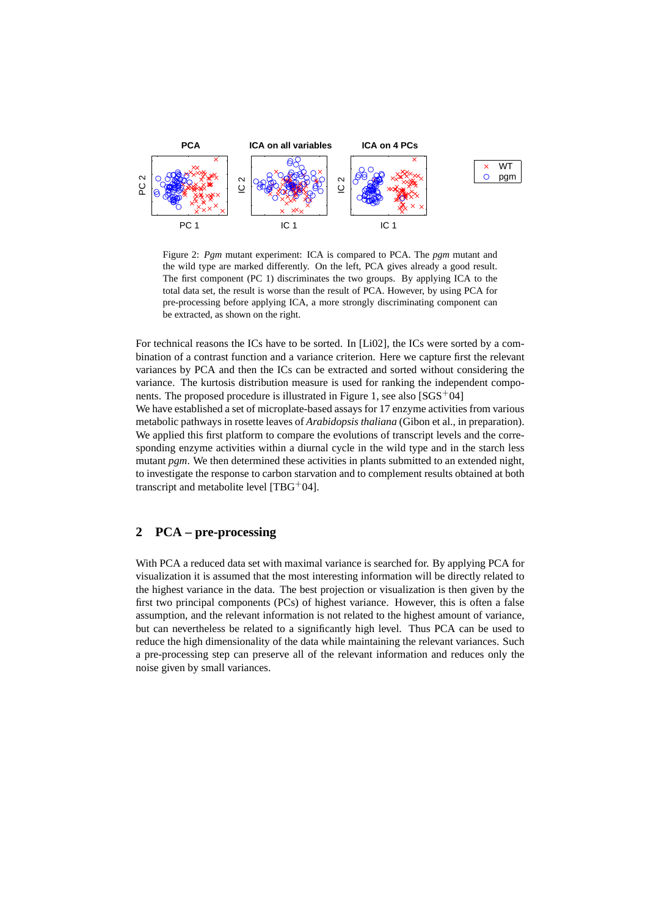PCA

PC 2

PC 1

ICA on all variables

IC 2

IC 1

ICA on 4 PCs

IC 2

IC 1

× WT

○ pgm

Figure 2: *Pgm* mutant experiment: ICA is compared to PCA. The *pgm* mutant and the wild type are marked differently. On the left, PCA gives already a good result. The first component (PC 1) discriminates the two groups. By applying ICA to the total data set, the result is worse than the result of PCA. However, by using PCA for pre-processing before applying ICA, a more strongly discriminating component can be extracted, as shown on the right.

For technical reasons the ICs have to be sorted. In [Li02], the ICs were sorted by a combination of a contrast function and a variance criterion. Here we capture first the relevant variances by PCA and then the ICs can be extracted and sorted without considering the variance. The kurtosis distribution measure is used for ranking the independent components. The proposed procedure is illustrated in Figure 1, see also [SGS+04]

We have established a set of microplate-based assays for 17 enzyme activities from various metabolic pathways in rosette leaves of *Arabidopsis thaliana* (Gibon et al., in preparation). We applied this first platform to compare the evolutions of transcript levels and the corresponding enzyme activities within a diurnal cycle in the wild type and in the starch less mutant *pgm*. We then determined these activities in plants submitted to an extended night, to investigate the response to carbon starvation and to complement results obtained at both transcript and metabolite level [TBG+04].

## 2 PCA – pre-processing

With PCA a reduced data set with maximal variance is searched for. By applying PCA for visualization it is assumed that the most interesting information will be directly related to the highest variance in the data. The best projection or visualization is then given by the first two principal components (PCs) of highest variance. However, this is often a false assumption, and the relevant information is not related to the highest amount of variance, but can nevertheless be related to a significantly high level. Thus PCA can be used to reduce the high dimensionality of the data while maintaining the relevant variances. Such a pre-processing step can preserve all of the relevant information and reduces only the noise given by small variances.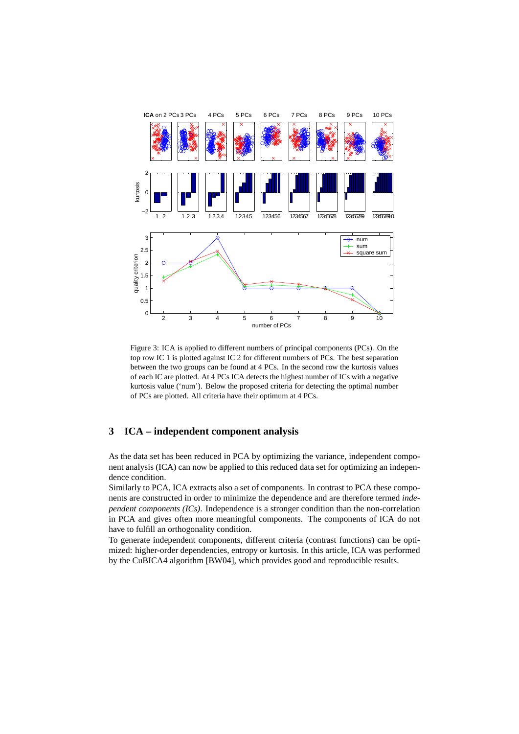ICA on 2 PCs 3 PCs 4 PCs 5 PCs 6 PCs 7 PCs 8 PCs 9 PCs 10 PCs

kurtosis

2

0

−2

1 2 | 1 2 3 | 1 2 3 4 | 1 2 3 4 5 | 1 2 3 4 5 6 | 1 2 3 4 5 6 7 | 1 2 3 4 5 6 7 8 | 1 2 3 4 5 6 7 8 9 | 1 2 3 4 5 6 7 8 9 10

quality criterion

3
2.5
2
1.5
1
0.5
0

num
sum
square sum

2 3 4 5 6 7 8 9 10

number of PCs

Figure 3: ICA is applied to different numbers of principal components (PCs). On the top row IC 1 is plotted against IC 2 for different numbers of PCs. The best separation between the two groups can be found at 4 PCs. In the second row the kurtosis values of each IC are plotted. At 4 PCs ICA detects the highest number of ICs with a negative kurtosis value ('num'). Below the proposed criteria for detecting the optimal number of PCs are plotted. All criteria have their optimum at 4 PCs.

## 3 ICA – independent component analysis

As the data set has been reduced in PCA by optimizing the variance, independent component analysis (ICA) can now be applied to this reduced data set for optimizing an independence condition.

Similarly to PCA, ICA extracts also a set of components. In contrast to PCA these components are constructed in order to minimize the dependence and are therefore termed *independent components (ICs)*. Independence is a stronger condition than the non-correlation in PCA and gives often more meaningful components. The components of ICA do not have to fulfill an orthogonality condition.

To generate independent components, different criteria (contrast functions) can be optimized: higher-order dependencies, entropy or kurtosis. In this article, ICA was performed by the CuBICA4 algorithm [BW04], which provides good and reproducible results.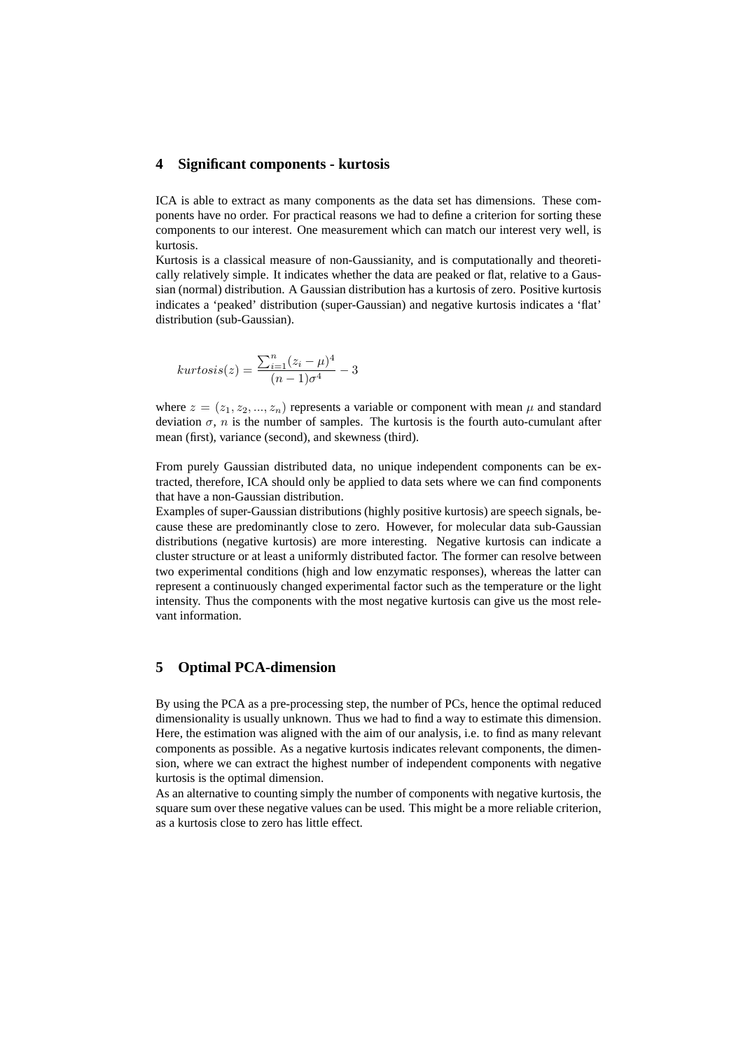## 4 Significant components - kurtosis

ICA is able to extract as many components as the data set has dimensions. These components have no order. For practical reasons we had to define a criterion for sorting these components to our interest. One measurement which can match our interest very well, is kurtosis.

Kurtosis is a classical measure of non-Gaussianity, and is computationally and theoretically relatively simple. It indicates whether the data are peaked or flat, relative to a Gaussian (normal) distribution. A Gaussian distribution has a kurtosis of zero. Positive kurtosis indicates a 'peaked' distribution (super-Gaussian) and negative kurtosis indicates a 'flat' distribution (sub-Gaussian).

$$kurtosis(z) = \frac{\sum_{i=1}^{n}(z_i - \mu)^4}{(n-1)\sigma^4} - 3$$

where $z = (z_1, z_2, ..., z_n)$ represents a variable or component with mean $\mu$ and standard deviation $\sigma$, $n$ is the number of samples. The kurtosis is the fourth auto-cumulant after mean (first), variance (second), and skewness (third).

From purely Gaussian distributed data, no unique independent components can be extracted, therefore, ICA should only be applied to data sets where we can find components that have a non-Gaussian distribution.

Examples of super-Gaussian distributions (highly positive kurtosis) are speech signals, because these are predominantly close to zero. However, for molecular data sub-Gaussian distributions (negative kurtosis) are more interesting. Negative kurtosis can indicate a cluster structure or at least a uniformly distributed factor. The former can resolve between two experimental conditions (high and low enzymatic responses), whereas the latter can represent a continuously changed experimental factor such as the temperature or the light intensity. Thus the components with the most negative kurtosis can give us the most relevant information.

## 5 Optimal PCA-dimension

By using the PCA as a pre-processing step, the number of PCs, hence the optimal reduced dimensionality is usually unknown. Thus we had to find a way to estimate this dimension. Here, the estimation was aligned with the aim of our analysis, i.e. to find as many relevant components as possible. As a negative kurtosis indicates relevant components, the dimension, where we can extract the highest number of independent components with negative kurtosis is the optimal dimension.

As an alternative to counting simply the number of components with negative kurtosis, the square sum over these negative values can be used. This might be a more reliable criterion, as a kurtosis close to zero has little effect.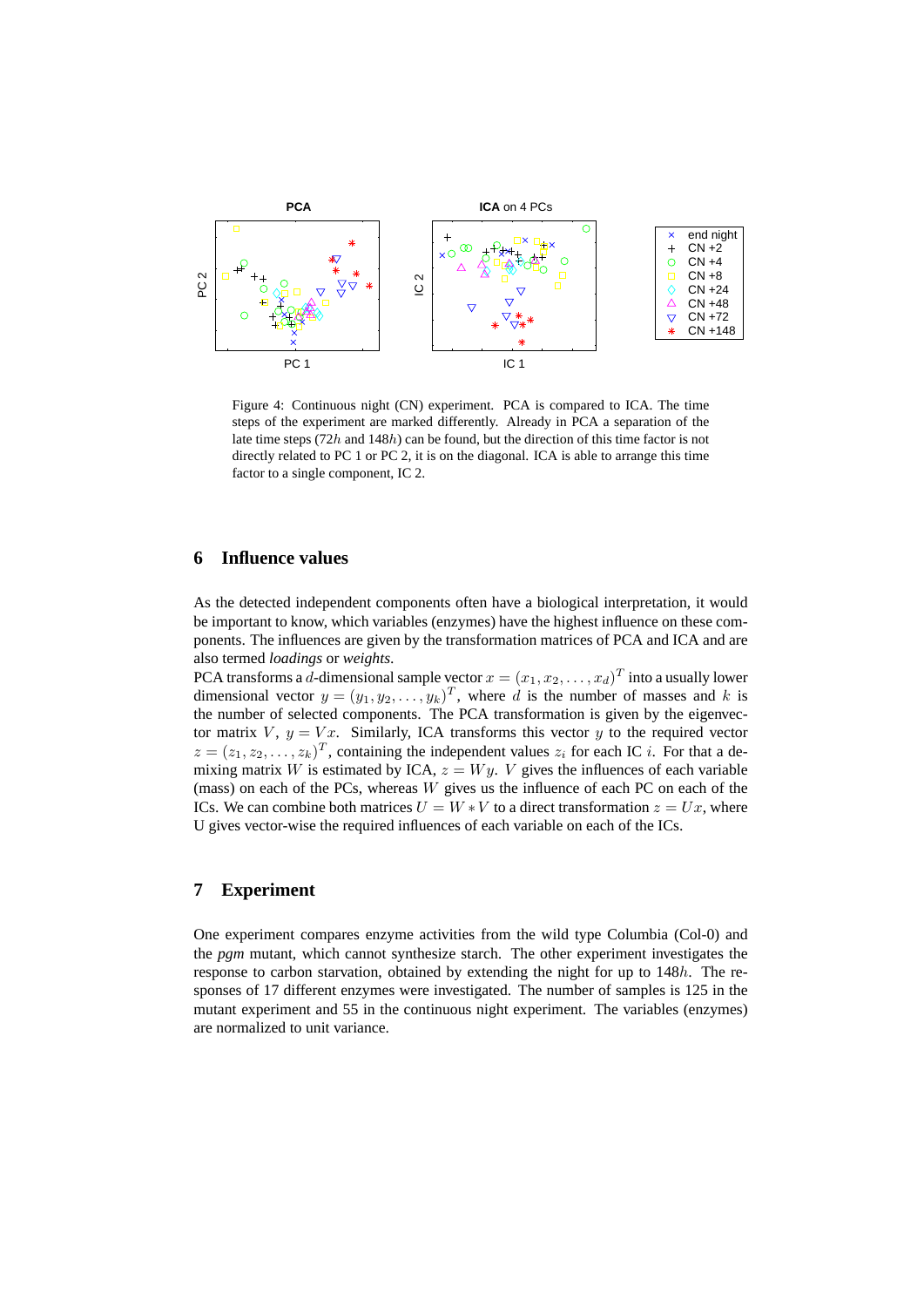**PCA**

PC 2

PC 1

**ICA** on 4 PCs

IC 2

IC 1

end night
CN +2
CN +4
CN +8
CN +24
CN +48
CN +72
CN +148

Figure 4: Continuous night (CN) experiment. PCA is compared to ICA. The time steps of the experiment are marked differently. Already in PCA a separation of the late time steps ($72h$ and $148h$) can be found, but the direction of this time factor is not directly related to PC 1 or PC 2, it is on the diagonal. ICA is able to arrange this time factor to a single component, IC 2.

## 6 Influence values

As the detected independent components often have a biological interpretation, it would be important to know, which variables (enzymes) have the highest influence on these components. The influences are given by the transformation matrices of PCA and ICA and are also termed *loadings* or *weights*.
PCA transforms a $d$-dimensional sample vector $x = (x_1, x_2, \ldots, x_d)^T$ into a usually lower dimensional vector $y = (y_1, y_2, \ldots, y_k)^T$, where $d$ is the number of masses and $k$ is the number of selected components. The PCA transformation is given by the eigenvector matrix $V$, $y = Vx$. Similarly, ICA transforms this vector $y$ to the required vector $z = (z_1, z_2, \ldots, z_k)^T$, containing the independent values $z_i$ for each IC $i$. For that a demixing matrix $W$ is estimated by ICA, $z = Wy$. $V$ gives the influences of each variable (mass) on each of the PCs, whereas $W$ gives us the influence of each PC on each of the ICs. We can combine both matrices $U = W * V$ to a direct transformation $z = Ux$, where U gives vector-wise the required influences of each variable on each of the ICs.

## 7 Experiment

One experiment compares enzyme activities from the wild type Columbia (Col-0) and the *pgm* mutant, which cannot synthesize starch. The other experiment investigates the response to carbon starvation, obtained by extending the night for up to $148h$. The responses of 17 different enzymes were investigated. The number of samples is 125 in the mutant experiment and 55 in the continuous night experiment. The variables (enzymes) are normalized to unit variance.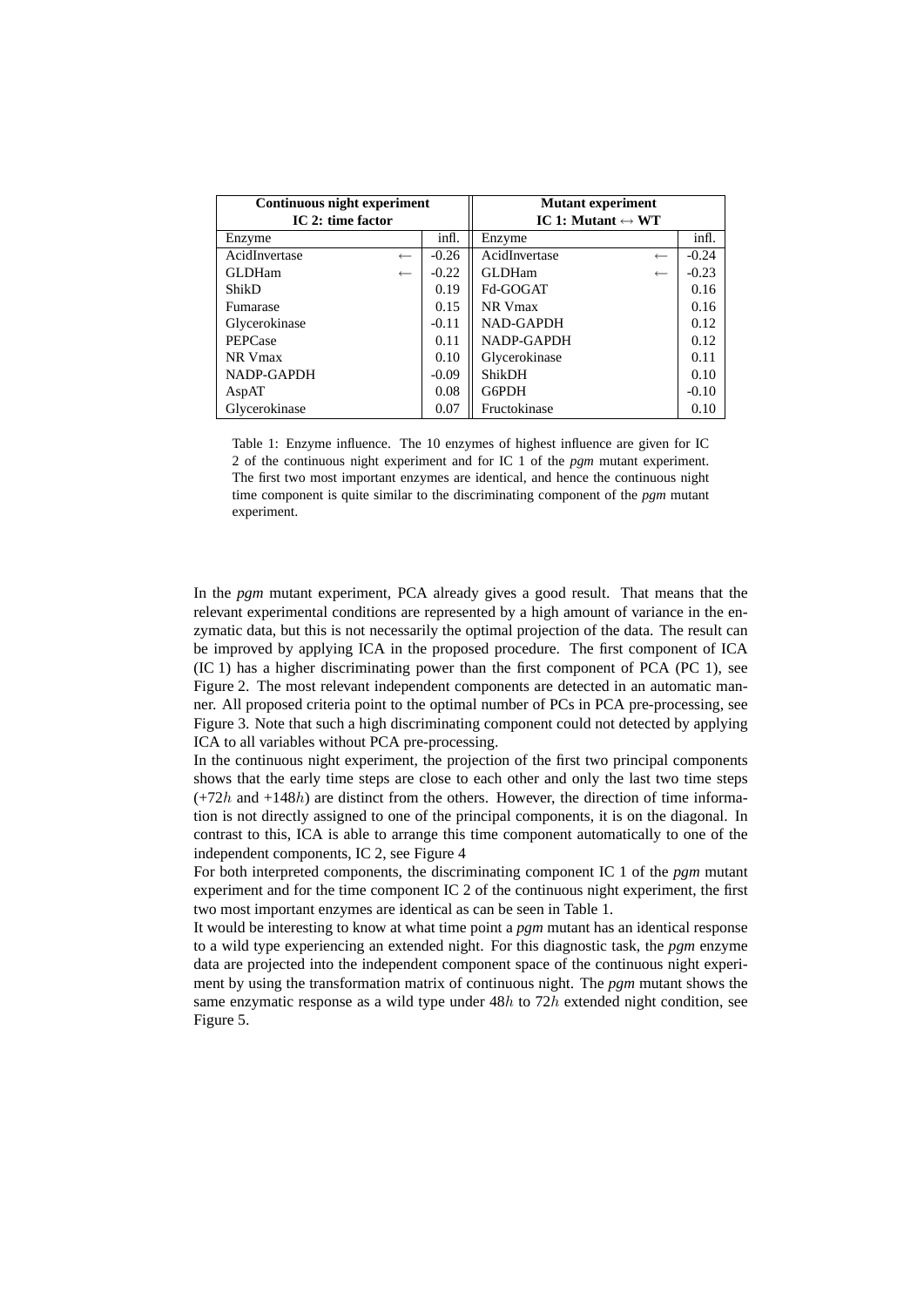| Continuous night experiment IC 2: time factor | | | Mutant experiment IC 1: Mutant ↔ WT | | |
|---|---|---|---|---|---|
| Enzyme | | infl. | Enzyme | | infl. |
| AcidInvertase | ← | -0.26 | AcidInvertase | ← | -0.24 |
| GLDHam | ← | -0.22 | GLDHam | ← | -0.23 |
| ShikD | | 0.19 | Fd-GOGAT | | 0.16 |
| Fumarase | | 0.15 | NR Vmax | | 0.16 |
| Glycerokinase | | -0.11 | NAD-GAPDH | | 0.12 |
| PEPCase | | 0.11 | NADP-GAPDH | | 0.12 |
| NR Vmax | | 0.10 | Glycerokinase | | 0.11 |
| NADP-GAPDH | | -0.09 | ShikDH | | 0.10 |
| AspAT | | 0.08 | G6PDH | | -0.10 |
| Glycerokinase | | 0.07 | Fructokinase | | 0.10 |

Table 1: Enzyme influence. The 10 enzymes of highest influence are given for IC 2 of the continuous night experiment and for IC 1 of the *pgm* mutant experiment. The first two most important enzymes are identical, and hence the continuous night time component is quite similar to the discriminating component of the *pgm* mutant experiment.

In the *pgm* mutant experiment, PCA already gives a good result. That means that the relevant experimental conditions are represented by a high amount of variance in the enzymatic data, but this is not necessarily the optimal projection of the data. The result can be improved by applying ICA in the proposed procedure. The first component of ICA (IC 1) has a higher discriminating power than the first component of PCA (PC 1), see Figure 2. The most relevant independent components are detected in an automatic manner. All proposed criteria point to the optimal number of PCs in PCA pre-processing, see Figure 3. Note that such a high discriminating component could not detected by applying ICA to all variables without PCA pre-processing.

In the continuous night experiment, the projection of the first two principal components shows that the early time steps are close to each other and only the last two time steps (+72$h$ and +148$h$) are distinct from the others. However, the direction of time information is not directly assigned to one of the principal components, it is on the diagonal. In contrast to this, ICA is able to arrange this time component automatically to one of the independent components, IC 2, see Figure 4

For both interpreted components, the discriminating component IC 1 of the *pgm* mutant experiment and for the time component IC 2 of the continuous night experiment, the first two most important enzymes are identical as can be seen in Table 1.

It would be interesting to know at what time point a *pgm* mutant has an identical response to a wild type experiencing an extended night. For this diagnostic task, the *pgm* enzyme data are projected into the independent component space of the continuous night experiment by using the transformation matrix of continuous night. The *pgm* mutant shows the same enzymatic response as a wild type under 48$h$ to 72$h$ extended night condition, see Figure 5.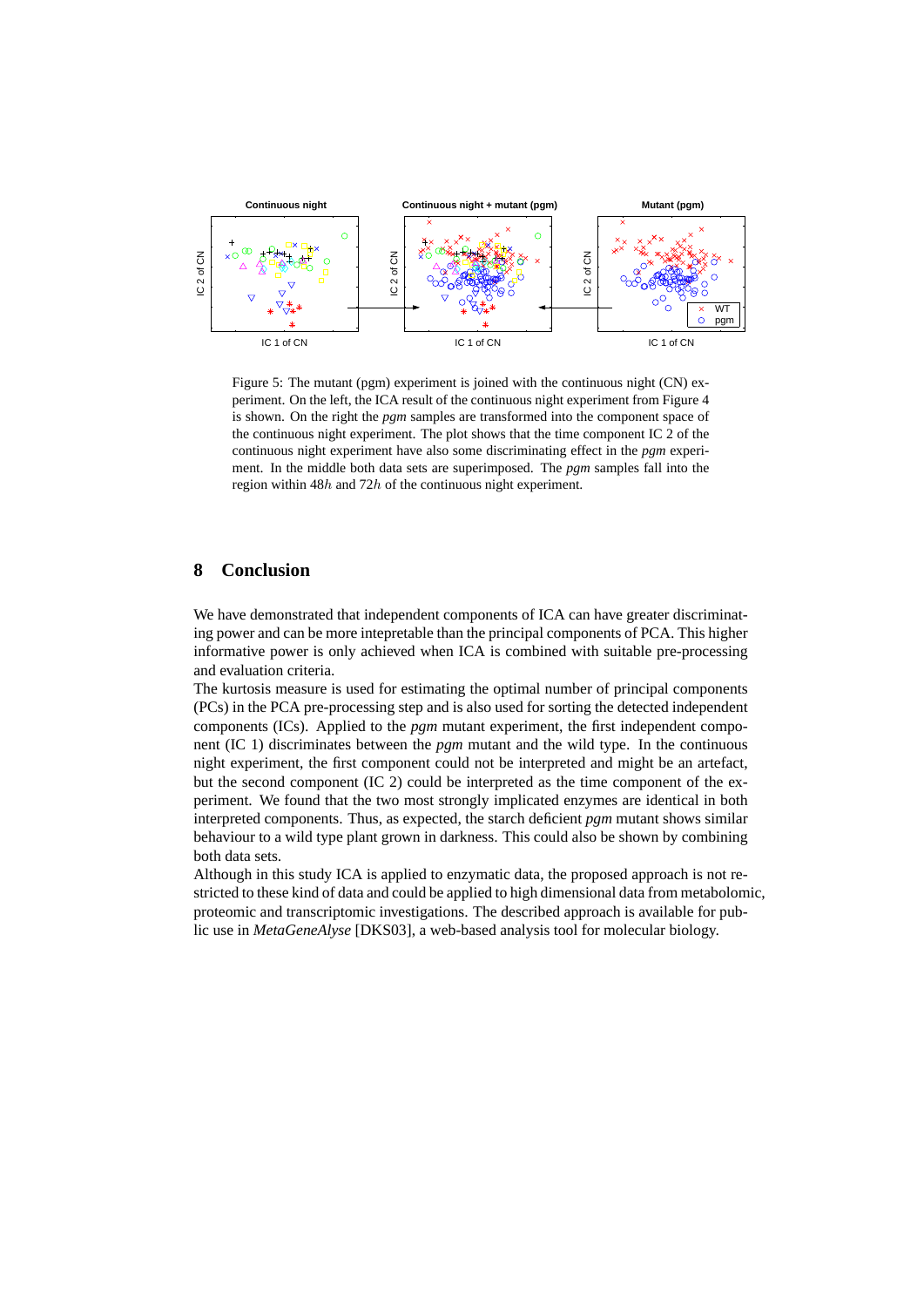Continuous night

IC 2 of CN

IC 1 of CN

Continuous night + mutant (pgm)

IC 2 of CN

IC 1 of CN

Mutant (pgm)

IC 2 of CN

IC 1 of CN

WT

pgm

Figure 5: The mutant (pgm) experiment is joined with the continuous night (CN) experiment. On the left, the ICA result of the continuous night experiment from Figure 4 is shown. On the right the *pgm* samples are transformed into the component space of the continuous night experiment. The plot shows that the time component IC 2 of the continuous night experiment have also some discriminating effect in the *pgm* experiment. In the middle both data sets are superimposed. The *pgm* samples fall into the region within 48$h$ and 72$h$ of the continuous night experiment.

## 8 Conclusion

We have demonstrated that independent components of ICA can have greater discriminating power and can be more intepretable than the principal components of PCA. This higher informative power is only achieved when ICA is combined with suitable pre-processing and evaluation criteria.

The kurtosis measure is used for estimating the optimal number of principal components (PCs) in the PCA pre-processing step and is also used for sorting the detected independent components (ICs). Applied to the *pgm* mutant experiment, the first independent component (IC 1) discriminates between the *pgm* mutant and the wild type. In the continuous night experiment, the first component could not be interpreted and might be an artefact, but the second component (IC 2) could be interpreted as the time component of the experiment. We found that the two most strongly implicated enzymes are identical in both interpreted components. Thus, as expected, the starch deficient *pgm* mutant shows similar behaviour to a wild type plant grown in darkness. This could also be shown by combining both data sets.

Although in this study ICA is applied to enzymatic data, the proposed approach is not restricted to these kind of data and could be applied to high dimensional data from metabolomic, proteomic and transcriptomic investigations. The described approach is available for public use in *MetaGeneAlyse* [DKS03], a web-based analysis tool for molecular biology.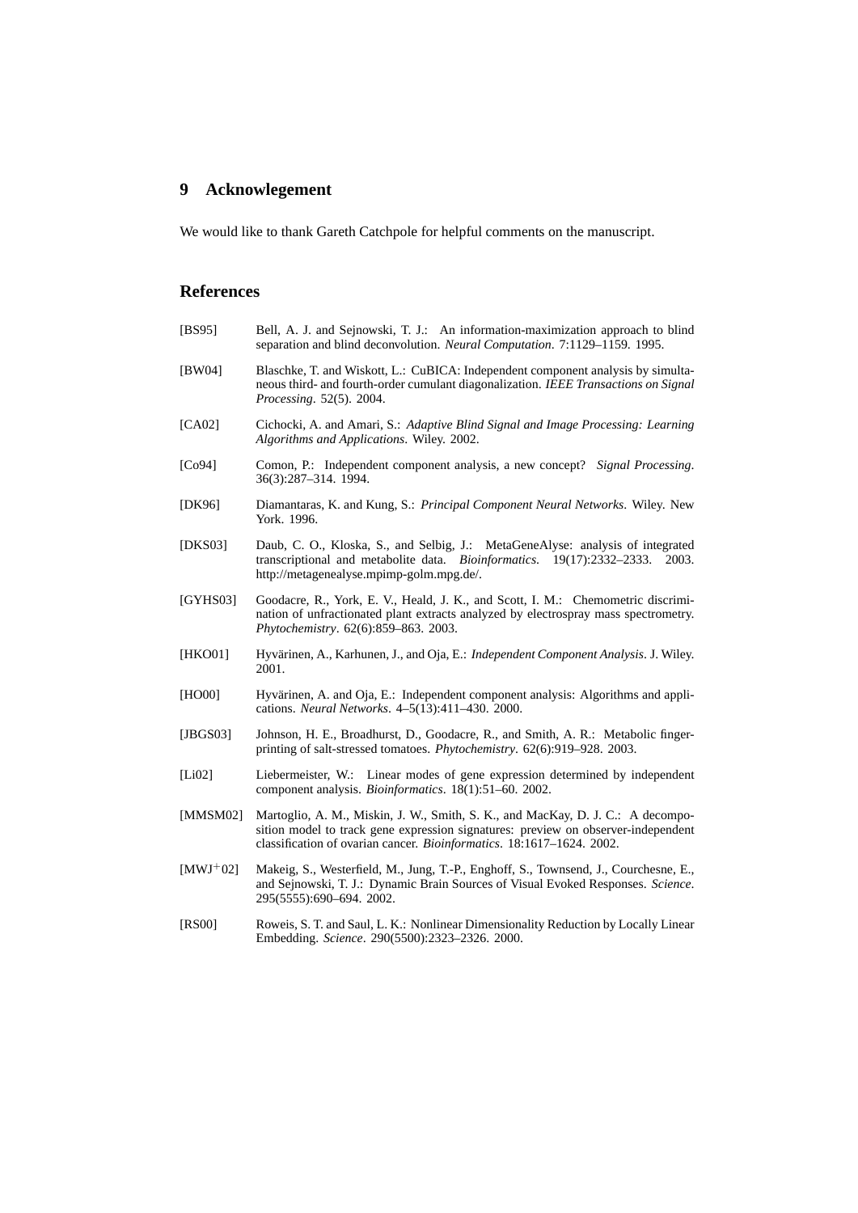## 9 Acknowlegement

We would like to thank Gareth Catchpole for helpful comments on the manuscript.

## References

[BS95] Bell, A. J. and Sejnowski, T. J.: An information-maximization approach to blind separation and blind deconvolution. *Neural Computation*. 7:1129–1159. 1995.

[BW04] Blaschke, T. and Wiskott, L.: CuBICA: Independent component analysis by simultaneous third- and fourth-order cumulant diagonalization. *IEEE Transactions on Signal Processing*. 52(5). 2004.

[CA02] Cichocki, A. and Amari, S.: *Adaptive Blind Signal and Image Processing: Learning Algorithms and Applications*. Wiley. 2002.

[Co94] Comon, P.: Independent component analysis, a new concept? *Signal Processing*. 36(3):287–314. 1994.

[DK96] Diamantaras, K. and Kung, S.: *Principal Component Neural Networks*. Wiley. New York. 1996.

[DKS03] Daub, C. O., Kloska, S., and Selbig, J.: MetaGeneAlyse: analysis of integrated transcriptional and metabolite data. *Bioinformatics*. 19(17):2332–2333. 2003. http://metagenealyse.mpimp-golm.mpg.de/.

[GYHS03] Goodacre, R., York, E. V., Heald, J. K., and Scott, I. M.: Chemometric discrimination of unfractionated plant extracts analyzed by electrospray mass spectrometry. *Phytochemistry*. 62(6):859–863. 2003.

[HKO01] Hyvärinen, A., Karhunen, J., and Oja, E.: *Independent Component Analysis*. J. Wiley. 2001.

[HO00] Hyvärinen, A. and Oja, E.: Independent component analysis: Algorithms and applications. *Neural Networks*. 4–5(13):411–430. 2000.

[JBGS03] Johnson, H. E., Broadhurst, D., Goodacre, R., and Smith, A. R.: Metabolic fingerprinting of salt-stressed tomatoes. *Phytochemistry*. 62(6):919–928. 2003.

[Li02] Liebermeister, W.: Linear modes of gene expression determined by independent component analysis. *Bioinformatics*. 18(1):51–60. 2002.

[MMSM02] Martoglio, A. M., Miskin, J. W., Smith, S. K., and MacKay, D. J. C.: A decomposition model to track gene expression signatures: preview on observer-independent classification of ovarian cancer. *Bioinformatics*. 18:1617–1624. 2002.

[MWJ+02] Makeig, S., Westerfield, M., Jung, T.-P., Enghoff, S., Townsend, J., Courchesne, E., and Sejnowski, T. J.: Dynamic Brain Sources of Visual Evoked Responses. *Science*. 295(5555):690–694. 2002.

[RS00] Roweis, S. T. and Saul, L. K.: Nonlinear Dimensionality Reduction by Locally Linear Embedding. *Science*. 290(5500):2323–2326. 2000.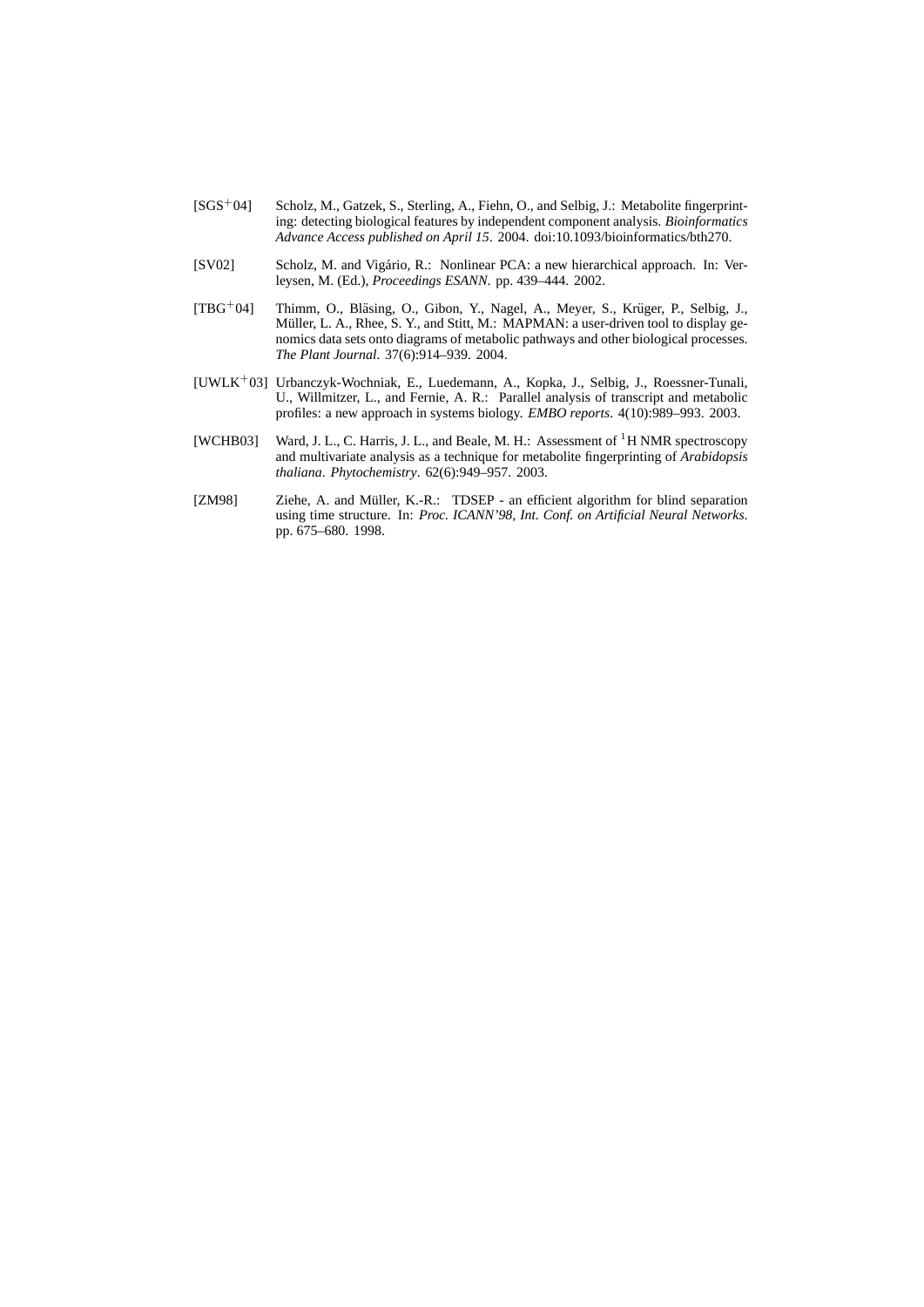[SGS+04] Scholz, M., Gatzek, S., Sterling, A., Fiehn, O., and Selbig, J.: Metabolite fingerprinting: detecting biological features by independent component analysis. *Bioinformatics Advance Access published on April 15*. 2004. doi:10.1093/bioinformatics/bth270.

[SV02] Scholz, M. and Vigário, R.: Nonlinear PCA: a new hierarchical approach. In: Verleysen, M. (Ed.), *Proceedings ESANN*. pp. 439–444. 2002.

[TBG+04] Thimm, O., Bläsing, O., Gibon, Y., Nagel, A., Meyer, S., Krüger, P., Selbig, J., Müller, L. A., Rhee, S. Y., and Stitt, M.: MAPMAN: a user-driven tool to display genomics data sets onto diagrams of metabolic pathways and other biological processes. *The Plant Journal*. 37(6):914–939. 2004.

[UWLK+03] Urbanczyk-Wochniak, E., Luedemann, A., Kopka, J., Selbig, J., Roessner-Tunali, U., Willmitzer, L., and Fernie, A. R.: Parallel analysis of transcript and metabolic profiles: a new approach in systems biology. *EMBO reports*. 4(10):989–993. 2003.

[WCHB03] Ward, J. L., C. Harris, J. L., and Beale, M. H.: Assessment of $^1$H NMR spectroscopy and multivariate analysis as a technique for metabolite fingerprinting of *Arabidopsis thaliana*. *Phytochemistry*. 62(6):949–957. 2003.

[ZM98] Ziehe, A. and Müller, K.-R.: TDSEP - an efficient algorithm for blind separation using time structure. In: *Proc. ICANN'98, Int. Conf. on Artificial Neural Networks*. pp. 675–680. 1998.